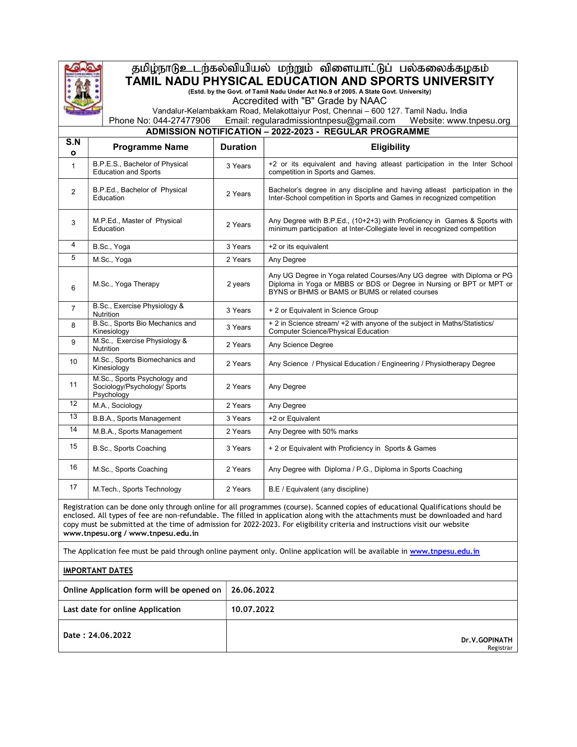# தமிழ்நாடு உடற்கல்வியியல் மற்றும் விளையாட்டுப் பல்கலைக்கழகம்

# TAMIL NADU PHYSICAL EDUCATION AND SPORTS UNIVERSITY

**(Estd. by the Govt. of Tamil Nadu Under Act No.9 of 2005. A State Govt. University)**

Accredited with "B" Grade by NAAC

Vandalur-Kelambakkam Road, Melakottaiyur Post, Chennai – 600 127. Tamil Nadu. India

Phone No: 044-27477906 Email: regularadmissiontnpesu@gmail.com Website: www.tnpesu.org

## ADMISSION NOTIFICATION – 2022-2023 - REGULAR PROGRAMME

| S.No | Programme Name | Duration | Eligibility |
|---|---|---|---|
| 1 | B.P.E.S., Bachelor of Physical Education and Sports | 3 Years | +2 or its equivalent and having atleast participation in the Inter School competition in Sports and Games. |
| 2 | B.P.Ed., Bachelor of Physical Education | 2 Years | Bachelor's degree in any discipline and having atleast participation in the Inter-School competition in Sports and Games in recognized competition |
| 3 | M.P.Ed., Master of Physical Education | 2 Years | Any Degree with B.P.Ed., (10+2+3) with Proficiency in Games & Sports with minimum participation at Inter-Collegiate level in recognized competition |
| 4 | B.Sc., Yoga | 3 Years | +2 or its equivalent |
| 5 | M.Sc., Yoga | 2 Years | Any Degree |
| 6 | M.Sc., Yoga Therapy | 2 years | Any UG Degree in Yoga related Courses/Any UG degree with Diploma or PG Diploma in Yoga or MBBS or BDS or Degree in Nursing or BPT or MPT or BYNS or BHMS or BAMS or BUMS or related courses |
| 7 | B.Sc., Exercise Physiology & Nutrition | 3 Years | + 2 or Equivalent in Science Group |
| 8 | B.Sc., Sports Bio Mechanics and Kinesiology | 3 Years | + 2 in Science stream/ +2 with anyone of the subject in Maths/Statistics/ Computer Science/Physical Education |
| 9 | M.Sc., Exercise Physiology & Nutrition | 2 Years | Any Science Degree |
| 10 | M.Sc., Sports Biomechanics and Kinesiology | 2 Years | Any Science / Physical Education / Engineering / Physiotherapy Degree |
| 11 | M.Sc., Sports Psychology and Sociology/Psychology/ Sports Psychology | 2 Years | Any Degree |
| 12 | M.A., Sociology | 2 Years | Any Degree |
| 13 | B.B.A., Sports Management | 3 Years | +2 or Equivalent |
| 14 | M.B.A., Sports Management | 2 Years | Any Degree with 50% marks |
| 15 | B.Sc., Sports Coaching | 3 Years | + 2 or Equivalent with Proficiency in Sports & Games |
| 16 | M.Sc., Sports Coaching | 2 Years | Any Degree with Diploma / P.G., Diploma in Sports Coaching |
| 17 | M.Tech., Sports Technology | 2 Years | B.E / Equivalent (any discipline) |

Registration can be done only through online for all programmes (course). Scanned copies of educational Qualifications should be enclosed. All types of fee are non-refundable. The filled in application along with the attachments must be downloaded and hard copy must be submitted at the time of admission for 2022-2023. For eligibility criteria and instructions visit our website **www.tnpesu.org / www.tnpesu.edu.in**

The Application fee must be paid through online payment only. Online application will be available in **www.tnpesu.edu.in**

**IMPORTANT DATES**

| | |
|---|---|
| **Online Application form will be opened on** | **26.06.2022** |
| **Last date for online Application** | **10.07.2022** |

**Date : 24.06.2022**

**Dr.V.GOPINATH**
Registrar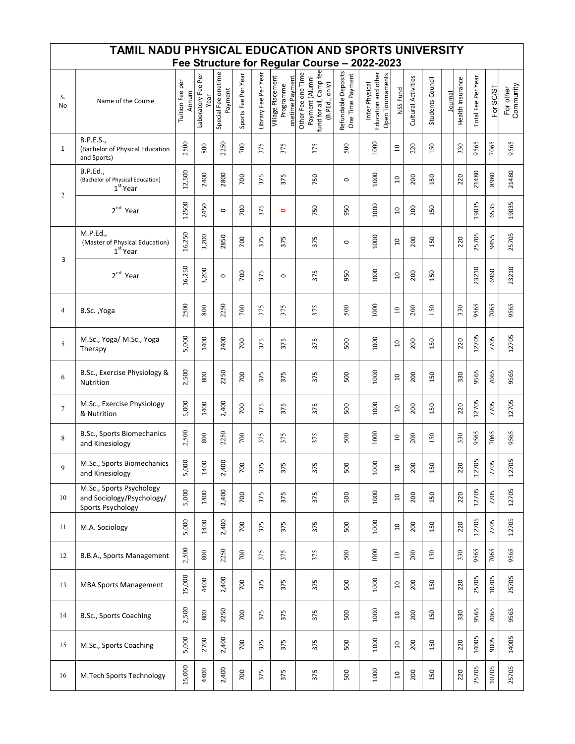# TAMIL NADU PHYSICAL EDUCATION AND SPORTS UNIVERSITY

## Fee Structure for Regular Course – 2022-2023

| S. No | Name of the Course | Tuition Fee per Annum | Laboratory Fee Per Year | Special Fee onetime Payment | Sports Fee Per Year | Library Fee Per Year | Village Placement Programme onetime Payment | Other Fee one Time Payment (Alumni fund for all, Camp fee (B.PEd., only) | Refundable Deposits One Time Payment | Inter Physical Education and other Open Tournaments | NSS Fund | Cultural Activities | Students Council | Journal | Health Insurance | Total Fee Per Year | For SC/ST | For other Community |
|---|---|---|---|---|---|---|---|---|---|---|---|---|---|---|---|---|---|---|
| 1 | B.P.E.S., (Bachelor of Physical Education and Sports) | 2500 | 800 | 2250 | 700 | 375 | 375 | 375 | 500 | 1000 | 10 | 220 | 150 | | 330 | 9565 | 7065 | 9565 |
| 2 | B.P.Ed., (Bachelor of Physical Education) 1st Year | 12,500 | 2400 | 2800 | 700 | 375 | 375 | 750 | 0 | 1000 | 10 | 200 | 150 | | 220 | 21480 | 8980 | 21480 |
| | 2nd Year | 12500 | 2450 | 0 | 700 | 375 | 0 | 750 | 950 | 1000 | 10 | 200 | 150 | | | 19035 | 6535 | 19035 |
| 3 | M.P.Ed., (Master of Physical Education) 1st Year | 16,250 | 3,200 | 2850 | 700 | 375 | 375 | 375 | 0 | 1000 | 10 | 200 | 150 | | 220 | 25705 | 9455 | 25705 |
| | 2nd Year | 16,250 | 3,200 | 0 | 700 | 375 | 0 | 375 | 950 | 1000 | 10 | 200 | 150 | | | 23210 | 6960 | 23210 |
| 4 | B.Sc. ,Yoga | 2500 | 800 | 2250 | 700 | 375 | 375 | 375 | 500 | 1000 | 10 | 200 | 150 | | 330 | 9565 | 7065 | 9565 |
| 5 | M.Sc., Yoga/ M.Sc., Yoga Therapy | 5,000 | 1400 | 2400 | 700 | 375 | 375 | 375 | 500 | 1000 | 10 | 200 | 150 | | 220 | 12705 | 7705 | 12705 |
| 6 | B.Sc., Exercise Physiology & Nutrition | 2,500 | 800 | 2250 | 700 | 375 | 375 | 375 | 500 | 1000 | 10 | 200 | 150 | | 330 | 9565 | 7065 | 9565 |
| 7 | M.Sc., Exercise Physiology & Nutrition | 5,000 | 1400 | 2,400 | 700 | 375 | 375 | 375 | 500 | 1000 | 10 | 200 | 150 | | 220 | 12705 | 7705 | 12705 |
| 8 | B.Sc., Sports Biomechanics and Kinesiology | 2,500 | 800 | 2250 | 700 | 375 | 375 | 375 | 500 | 1000 | 10 | 200 | 150 | | 330 | 9565 | 7065 | 9565 |
| 9 | M.Sc., Sports Biomechanics and Kinesiology | 5,000 | 1400 | 2,400 | 700 | 375 | 375 | 375 | 500 | 1000 | 10 | 200 | 150 | | 220 | 12705 | 7705 | 12705 |
| 10 | M.Sc., Sports Psychology and Sociology/Psychology/ Sports Psychology | 5,000 | 1400 | 2,400 | 700 | 375 | 375 | 375 | 500 | 1000 | 10 | 200 | 150 | | 220 | 12705 | 7705 | 12705 |
| 11 | M.A. Sociology | 5,000 | 1400 | 2,400 | 700 | 375 | 375 | 375 | 500 | 1000 | 10 | 200 | 150 | | 220 | 12705 | 7705 | 12705 |
| 12 | B.B.A., Sports Management | 2,500 | 800 | 2250 | 700 | 375 | 375 | 375 | 500 | 1000 | 10 | 200 | 150 | | 330 | 9565 | 7065 | 9565 |
| 13 | MBA Sports Management | 15,000 | 4400 | 2,400 | 700 | 375 | 375 | 375 | 500 | 1000 | 10 | 200 | 150 | | 220 | 25705 | 10705 | 25705 |
| 14 | B.Sc., Sports Coaching | 2,500 | 800 | 2250 | 700 | 375 | 375 | 375 | 500 | 1000 | 10 | 200 | 150 | | 330 | 9565 | 7065 | 9565 |
| 15 | M.Sc., Sports Coaching | 5,000 | 2700 | 2,400 | 700 | 375 | 375 | 375 | 500 | 1000 | 10 | 200 | 150 | | 220 | 14005 | 9005 | 14005 |
| 16 | M.Tech Sports Technology | 15,000 | 4400 | 2,400 | 700 | 375 | 375 | 375 | 500 | 1000 | 10 | 200 | 150 | | 220 | 25705 | 10705 | 25705 |